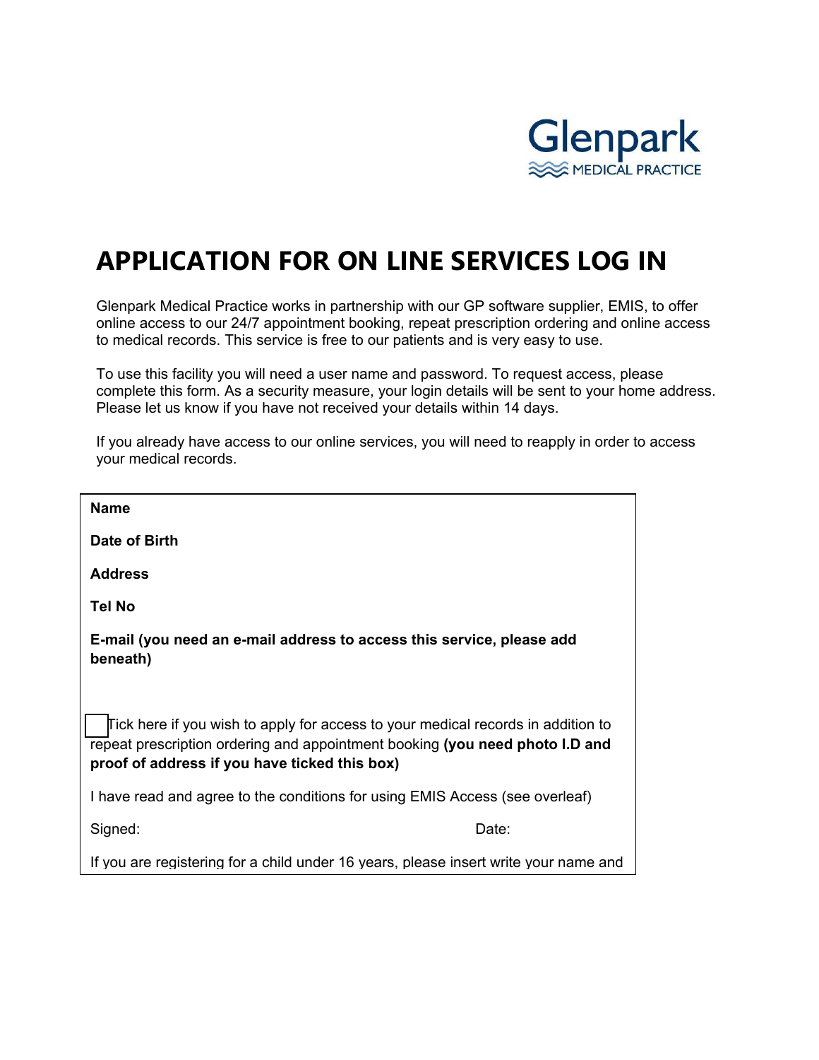Glenpark
MEDICAL PRACTICE

# APPLICATION FOR ON LINE SERVICES LOG IN

Glenpark Medical Practice works in partnership with our GP software supplier, EMIS, to offer online access to our 24/7 appointment booking, repeat prescription ordering and online access to medical records. This service is free to our patients and is very easy to use.

To use this facility you will need a user name and password. To request access, please complete this form. As a security measure, your login details will be sent to your home address. Please let us know if you have not received your details within 14 days.

If you already have access to our online services, you will need to reapply in order to access your medical records.

**Name**

**Date of Birth**

**Address**

**Tel No**

**E-mail (you need an e-mail address to access this service, please add beneath)**

☐ Tick here if you wish to apply for access to your medical records in addition to repeat prescription ordering and appointment booking **(you need photo I.D and proof of address if you have ticked this box)**

I have read and agree to the conditions for using EMIS Access (see overleaf)

Signed: Date:

If you are registering for a child under 16 years, please insert write your name and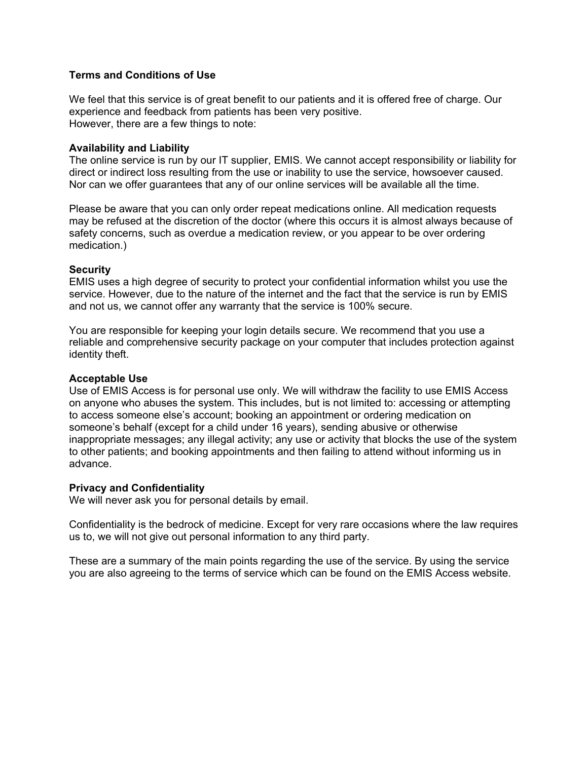**Terms and Conditions of Use**

We feel that this service is of great benefit to our patients and it is offered free of charge. Our experience and feedback from patients has been very positive.
However, there are a few things to note:

**Availability and Liability**
The online service is run by our IT supplier, EMIS. We cannot accept responsibility or liability for direct or indirect loss resulting from the use or inability to use the service, howsoever caused. Nor can we offer guarantees that any of our online services will be available all the time.

Please be aware that you can only order repeat medications online. All medication requests may be refused at the discretion of the doctor (where this occurs it is almost always because of safety concerns, such as overdue a medication review, or you appear to be over ordering medication.)

**Security**
EMIS uses a high degree of security to protect your confidential information whilst you use the service. However, due to the nature of the internet and the fact that the service is run by EMIS and not us, we cannot offer any warranty that the service is 100% secure.

You are responsible for keeping your login details secure. We recommend that you use a reliable and comprehensive security package on your computer that includes protection against identity theft.

**Acceptable Use**
Use of EMIS Access is for personal use only. We will withdraw the facility to use EMIS Access on anyone who abuses the system. This includes, but is not limited to: accessing or attempting to access someone else's account; booking an appointment or ordering medication on someone's behalf (except for a child under 16 years), sending abusive or otherwise inappropriate messages; any illegal activity; any use or activity that blocks the use of the system to other patients; and booking appointments and then failing to attend without informing us in advance.

**Privacy and Confidentiality**
We will never ask you for personal details by email.

Confidentiality is the bedrock of medicine. Except for very rare occasions where the law requires us to, we will not give out personal information to any third party.

These are a summary of the main points regarding the use of the service. By using the service you are also agreeing to the terms of service which can be found on the EMIS Access website.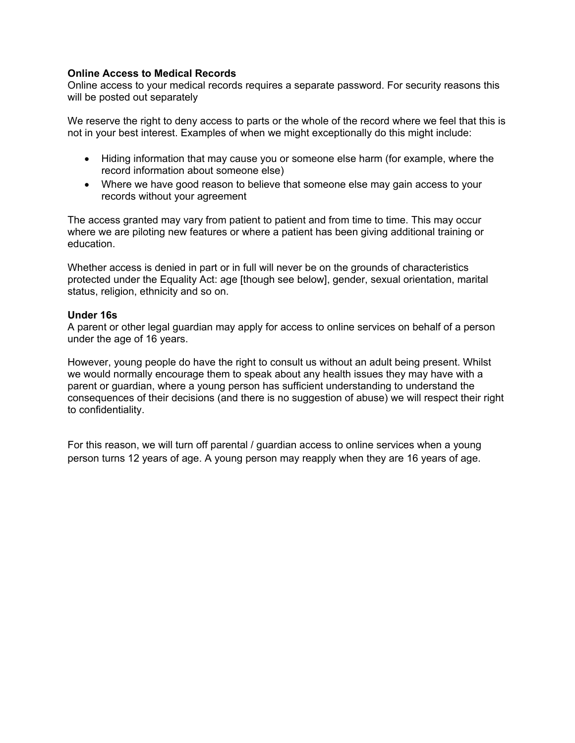**Online Access to Medical Records**
Online access to your medical records requires a separate password. For security reasons this will be posted out separately

We reserve the right to deny access to parts or the whole of the record where we feel that this is not in your best interest. Examples of when we might exceptionally do this might include:

- Hiding information that may cause you or someone else harm (for example, where the record information about someone else)
- Where we have good reason to believe that someone else may gain access to your records without your agreement

The access granted may vary from patient to patient and from time to time. This may occur where we are piloting new features or where a patient has been giving additional training or education.

Whether access is denied in part or in full will never be on the grounds of characteristics protected under the Equality Act: age [though see below], gender, sexual orientation, marital status, religion, ethnicity and so on.

**Under 16s**
A parent or other legal guardian may apply for access to online services on behalf of a person under the age of 16 years.

However, young people do have the right to consult us without an adult being present. Whilst we would normally encourage them to speak about any health issues they may have with a parent or guardian, where a young person has sufficient understanding to understand the consequences of their decisions (and there is no suggestion of abuse) we will respect their right to confidentiality.

For this reason, we will turn off parental / guardian access to online services when a young person turns 12 years of age. A young person may reapply when they are 16 years of age.